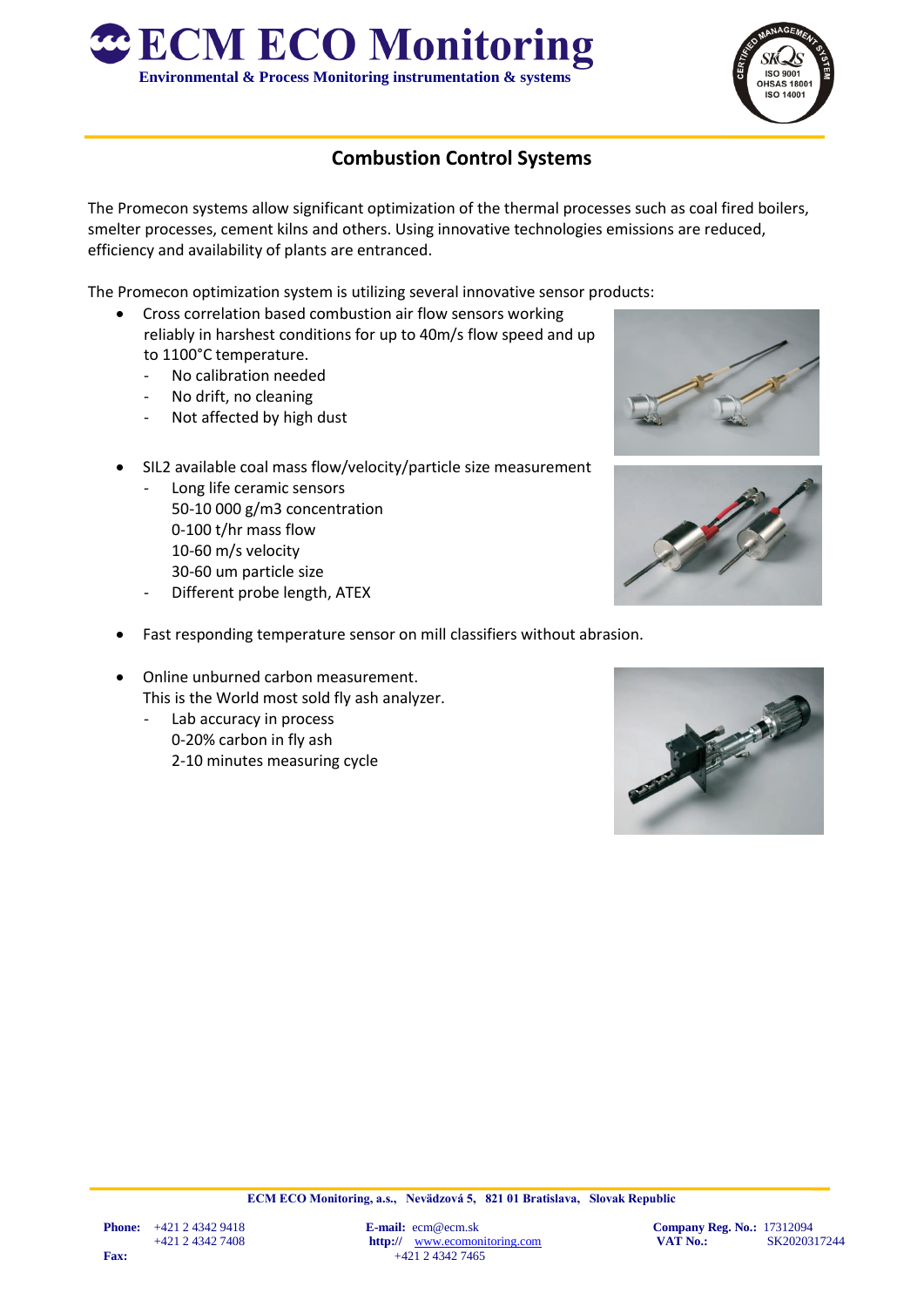# ECM ECO Monitoring

**Environmental & Process Monitoring instrumentation & systems**

## Combustion Control Systems

The Promecon systems allow significant optimization of the thermal processes such as coal fired boilers, smelter processes, cement kilns and others. Using innovative technologies emissions are reduced, efficiency and availability of plants are entranced.

The Promecon optimization system is utilizing several innovative sensor products:

- Cross correlation based combustion air flow sensors working reliably in harshest conditions for up to 40m/s flow speed and up to 1100°C temperature.
  - No calibration needed
  - No drift, no cleaning
  - Not affected by high dust
- SIL2 available coal mass flow/velocity/particle size measurement
  - Long life ceramic sensors
    50-10 000 g/m3 concentration
    0-100 t/hr mass flow
    10-60 m/s velocity
    30-60 um particle size
  - Different probe length, ATEX
- Fast responding temperature sensor on mill classifiers without abrasion.
- Online unburned carbon measurement.
  This is the World most sold fly ash analyzer.
  - Lab accuracy in process
    0-20% carbon in fly ash
    2-10 minutes measuring cycle

**ECM ECO Monitoring, a.s., Nevädzová 5, 821 01 Bratislava, Slovak Republic**

**Phone:** +421 2 4342 9418, +421 2 4342 7408
**Fax:** +421 2 4342 7465
**E-mail:** ecm@ecm.sk
**http://** www.ecomonitoring.com
**Company Reg. No.:** 17312094
**VAT No.:** SK2020317244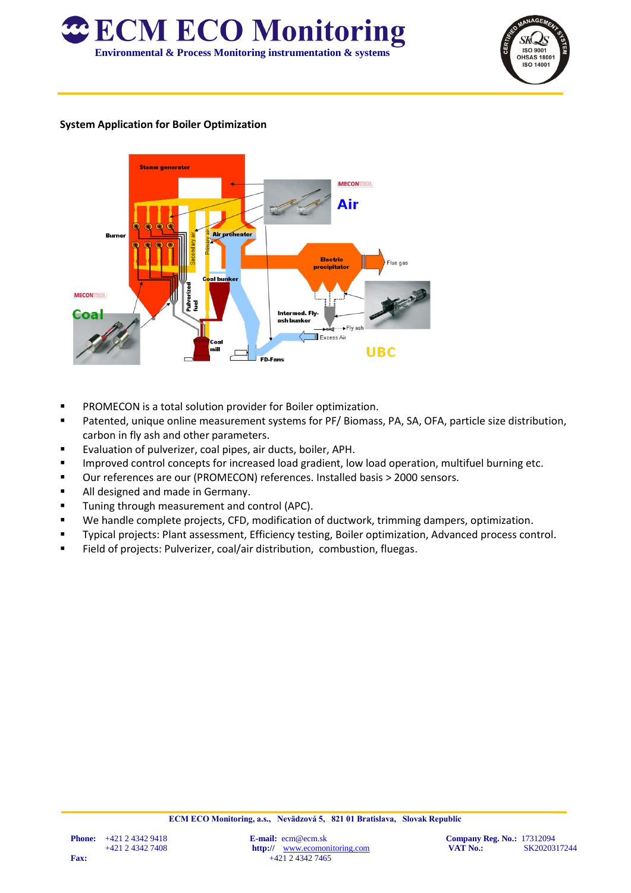# ECM ECO Monitoring

Environmental & Process Monitoring instrumentation & systems

**System Application for Boiler Optimization**

Steam generator

Burner

Secondary air

Primary air

Air preheater

MECONTROL

Air

Electric precipitator

Flue gas

Coal bunker

Pulverized fuel

MECONTROL

Coal

Intermed. Fly-ash bunker

Fly ash

Excess Air

Coal mill

FD-Fans

UBC

- PROMECON is a total solution provider for Boiler optimization.
- Patented, unique online measurement systems for PF/ Biomass, PA, SA, OFA, particle size distribution, carbon in fly ash and other parameters.
- Evaluation of pulverizer, coal pipes, air ducts, boiler, APH.
- Improved control concepts for increased load gradient, low load operation, multifuel burning etc.
- Our references are our (PROMECON) references. Installed basis > 2000 sensors.
- All designed and made in Germany.
- Tuning through measurement and control (APC).
- We handle complete projects, CFD, modification of ductwork, trimming dampers, optimization.
- Typical projects: Plant assessment, Efficiency testing, Boiler optimization, Advanced process control.
- Field of projects: Pulverizer, coal/air distribution, combustion, fluegas.